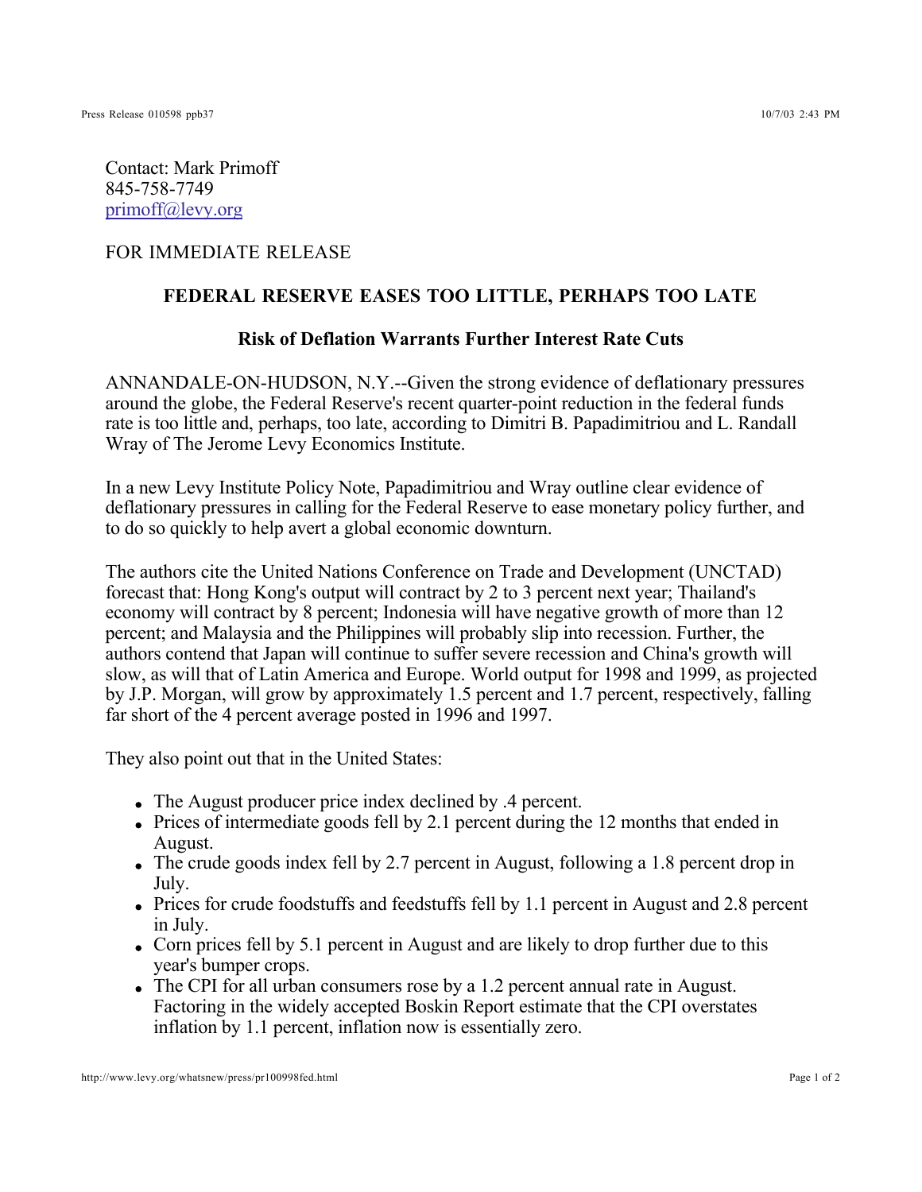Contact: Mark Primoff
845-758-7749
primoff@levy.org

FOR IMMEDIATE RELEASE

## FEDERAL RESERVE EASES TOO LITTLE, PERHAPS TOO LATE

### Risk of Deflation Warrants Further Interest Rate Cuts

ANNANDALE-ON-HUDSON, N.Y.--Given the strong evidence of deflationary pressures around the globe, the Federal Reserve's recent quarter-point reduction in the federal funds rate is too little and, perhaps, too late, according to Dimitri B. Papadimitriou and L. Randall Wray of The Jerome Levy Economics Institute.

In a new Levy Institute Policy Note, Papadimitriou and Wray outline clear evidence of deflationary pressures in calling for the Federal Reserve to ease monetary policy further, and to do so quickly to help avert a global economic downturn.

The authors cite the United Nations Conference on Trade and Development (UNCTAD) forecast that: Hong Kong's output will contract by 2 to 3 percent next year; Thailand's economy will contract by 8 percent; Indonesia will have negative growth of more than 12 percent; and Malaysia and the Philippines will probably slip into recession. Further, the authors contend that Japan will continue to suffer severe recession and China's growth will slow, as will that of Latin America and Europe. World output for 1998 and 1999, as projected by J.P. Morgan, will grow by approximately 1.5 percent and 1.7 percent, respectively, falling far short of the 4 percent average posted in 1996 and 1997.

They also point out that in the United States:

- The August producer price index declined by .4 percent.
- Prices of intermediate goods fell by 2.1 percent during the 12 months that ended in August.
- The crude goods index fell by 2.7 percent in August, following a 1.8 percent drop in July.
- Prices for crude foodstuffs and feedstuffs fell by 1.1 percent in August and 2.8 percent in July.
- Corn prices fell by 5.1 percent in August and are likely to drop further due to this year's bumper crops.
- The CPI for all urban consumers rose by a 1.2 percent annual rate in August. Factoring in the widely accepted Boskin Report estimate that the CPI overstates inflation by 1.1 percent, inflation now is essentially zero.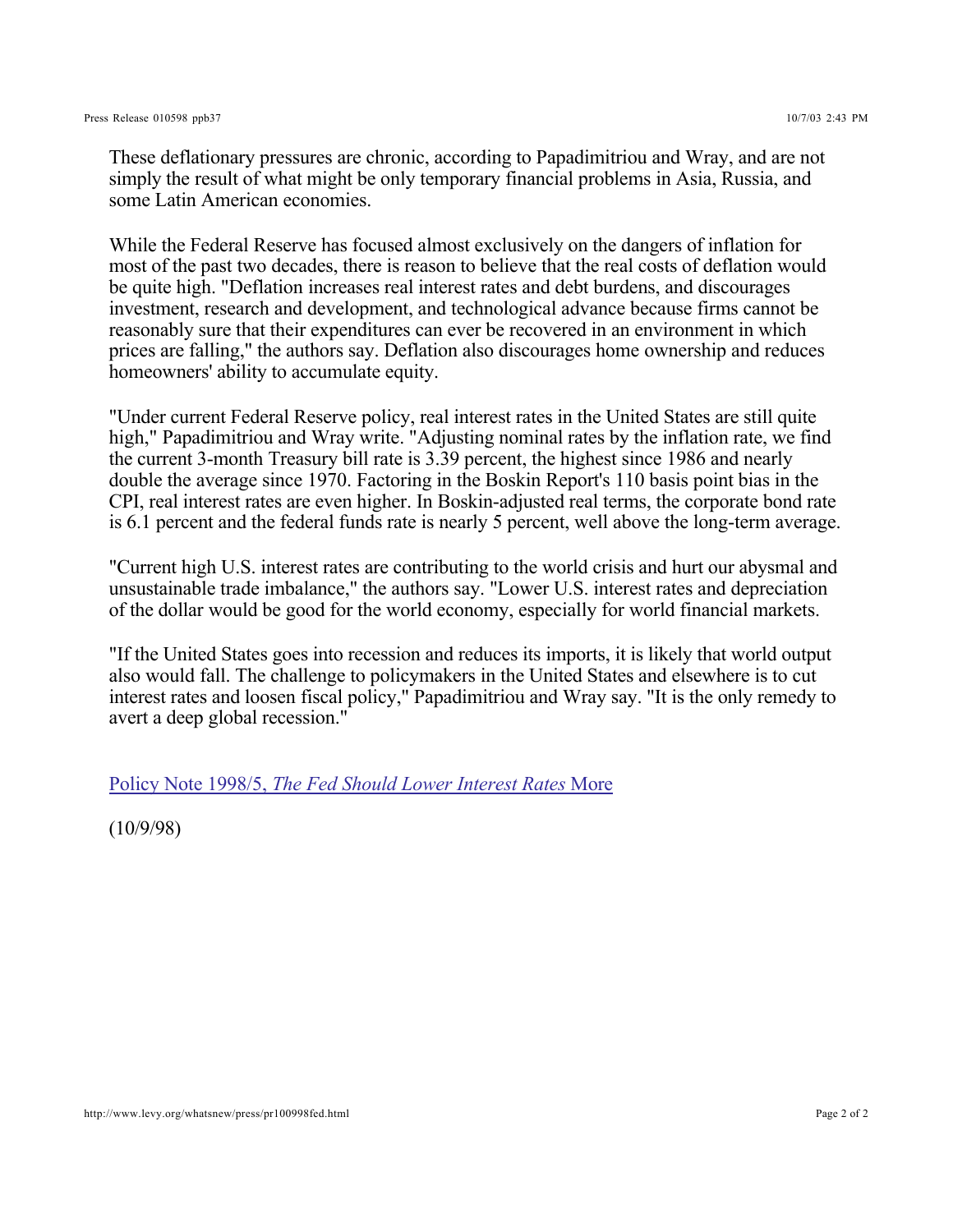These deflationary pressures are chronic, according to Papadimitriou and Wray, and are not simply the result of what might be only temporary financial problems in Asia, Russia, and some Latin American economies.

While the Federal Reserve has focused almost exclusively on the dangers of inflation for most of the past two decades, there is reason to believe that the real costs of deflation would be quite high. "Deflation increases real interest rates and debt burdens, and discourages investment, research and development, and technological advance because firms cannot be reasonably sure that their expenditures can ever be recovered in an environment in which prices are falling," the authors say. Deflation also discourages home ownership and reduces homeowners' ability to accumulate equity.

"Under current Federal Reserve policy, real interest rates in the United States are still quite high," Papadimitriou and Wray write. "Adjusting nominal rates by the inflation rate, we find the current 3-month Treasury bill rate is 3.39 percent, the highest since 1986 and nearly double the average since 1970. Factoring in the Boskin Report's 110 basis point bias in the CPI, real interest rates are even higher. In Boskin-adjusted real terms, the corporate bond rate is 6.1 percent and the federal funds rate is nearly 5 percent, well above the long-term average.

"Current high U.S. interest rates are contributing to the world crisis and hurt our abysmal and unsustainable trade imbalance," the authors say. "Lower U.S. interest rates and depreciation of the dollar would be good for the world economy, especially for world financial markets.

"If the United States goes into recession and reduces its imports, it is likely that world output also would fall. The challenge to policymakers in the United States and elsewhere is to cut interest rates and loosen fiscal policy," Papadimitriou and Wray say. "It is the only remedy to avert a deep global recession."

Policy Note 1998/5, *The Fed Should Lower Interest Rates* More

(10/9/98)